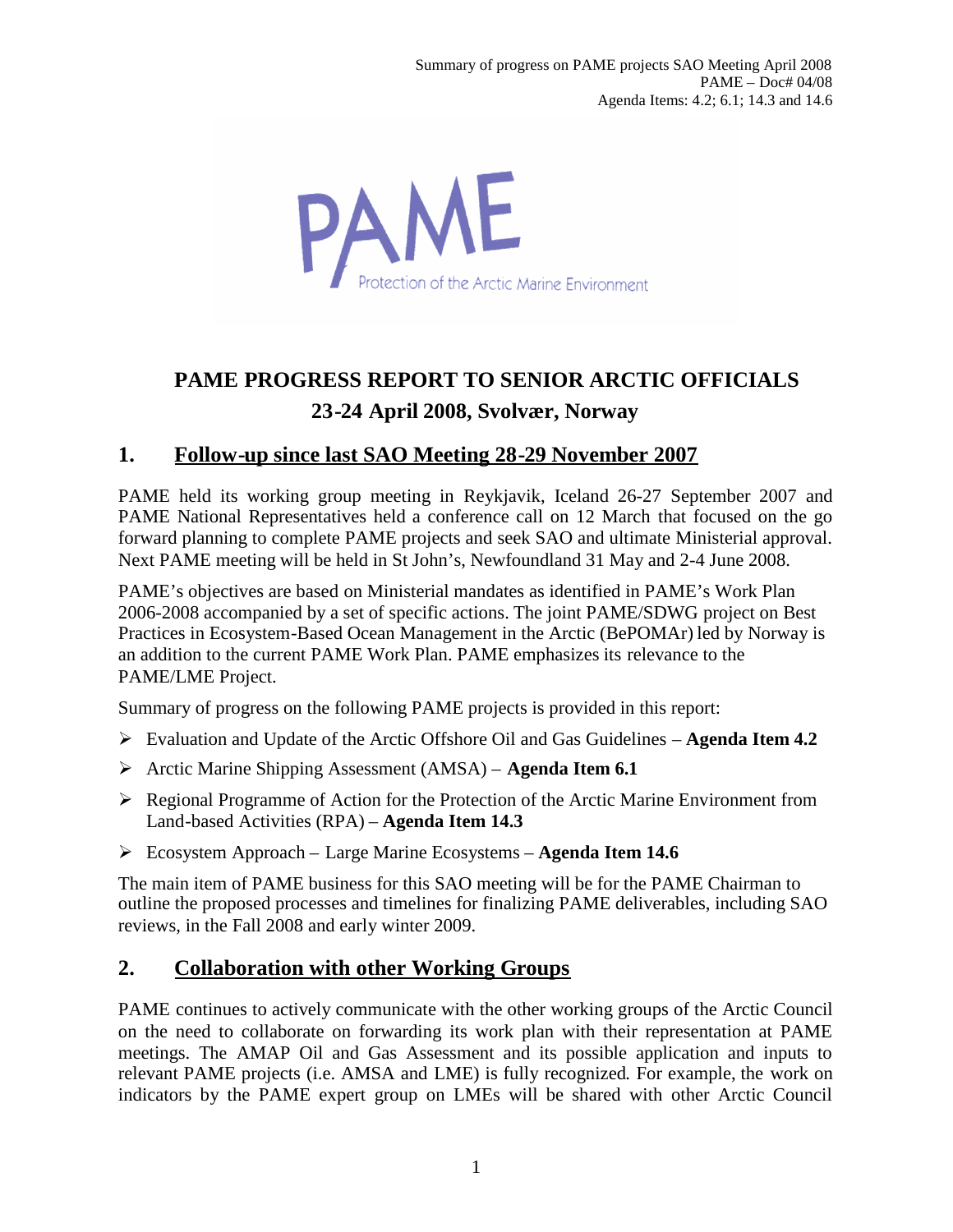Summary of progress on PAME projects SAO Meeting April 2008
PAME – Doc# 04/08
Agenda Items: 4.2; 6.1; 14.3 and 14.6

PAME
Protection of the Arctic Marine Environment

# PAME PROGRESS REPORT TO SENIOR ARCTIC OFFICIALS
# 23-24 April 2008, Svolvær, Norway

## 1. Follow-up since last SAO Meeting 28-29 November 2007

PAME held its working group meeting in Reykjavik, Iceland 26-27 September 2007 and PAME National Representatives held a conference call on 12 March that focused on the go forward planning to complete PAME projects and seek SAO and ultimate Ministerial approval. Next PAME meeting will be held in St John's, Newfoundland 31 May and 2-4 June 2008.

PAME's objectives are based on Ministerial mandates as identified in PAME's Work Plan 2006-2008 accompanied by a set of specific actions. The joint PAME/SDWG project on Best Practices in Ecosystem-Based Ocean Management in the Arctic (BePOMAr) led by Norway is an addition to the current PAME Work Plan. PAME emphasizes its relevance to the PAME/LME Project.

Summary of progress on the following PAME projects is provided in this report:

- Evaluation and Update of the Arctic Offshore Oil and Gas Guidelines – **Agenda Item 4.2**
- Arctic Marine Shipping Assessment (AMSA) – **Agenda Item 6.1**
- Regional Programme of Action for the Protection of the Arctic Marine Environment from Land-based Activities (RPA) – **Agenda Item 14.3**
- Ecosystem Approach – Large Marine Ecosystems – **Agenda Item 14.6**

The main item of PAME business for this SAO meeting will be for the PAME Chairman to outline the proposed processes and timelines for finalizing PAME deliverables, including SAO reviews, in the Fall 2008 and early winter 2009.

## 2. Collaboration with other Working Groups

PAME continues to actively communicate with the other working groups of the Arctic Council on the need to collaborate on forwarding its work plan with their representation at PAME meetings. The AMAP Oil and Gas Assessment and its possible application and inputs to relevant PAME projects (i.e. AMSA and LME) is fully recognized. For example, the work on indicators by the PAME expert group on LMEs will be shared with other Arctic Council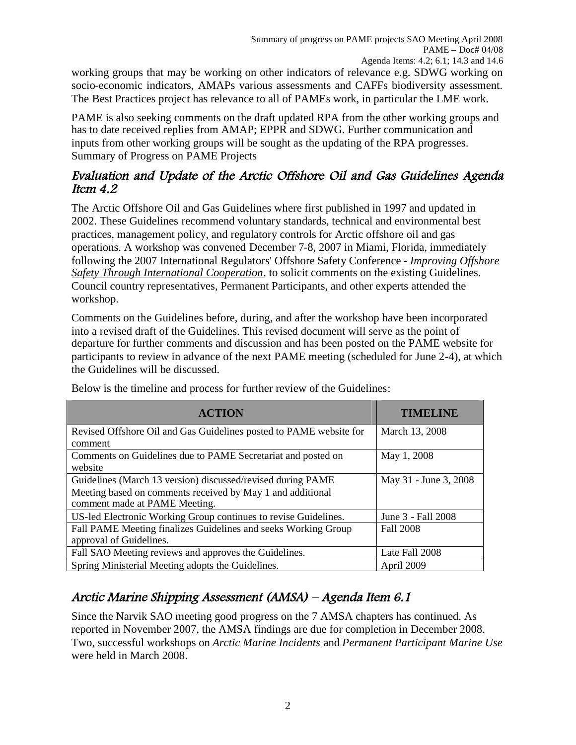working groups that may be working on other indicators of relevance e.g. SDWG working on socio-economic indicators, AMAPs various assessments and CAFFs biodiversity assessment. The Best Practices project has relevance to all of PAMEs work, in particular the LME work.

PAME is also seeking comments on the draft updated RPA from the other working groups and has to date received replies from AMAP; EPPR and SDWG. Further communication and inputs from other working groups will be sought as the updating of the RPA progresses. Summary of Progress on PAME Projects

## *Evaluation and Update of the Arctic Offshore Oil and Gas Guidelines Agenda Item 4.2*

The Arctic Offshore Oil and Gas Guidelines where first published in 1997 and updated in 2002. These Guidelines recommend voluntary standards, technical and environmental best practices, management policy, and regulatory controls for Arctic offshore oil and gas operations. A workshop was convened December 7-8, 2007 in Miami, Florida, immediately following the 2007 International Regulators' Offshore Safety Conference - *Improving Offshore Safety Through International Cooperation*. to solicit comments on the existing Guidelines. Council country representatives, Permanent Participants, and other experts attended the workshop.

Comments on the Guidelines before, during, and after the workshop have been incorporated into a revised draft of the Guidelines. This revised document will serve as the point of departure for further comments and discussion and has been posted on the PAME website for participants to review in advance of the next PAME meeting (scheduled for June 2-4), at which the Guidelines will be discussed.

Below is the timeline and process for further review of the Guidelines:

| ACTION | TIMELINE |
|---|---|
| Revised Offshore Oil and Gas Guidelines posted to PAME website for comment | March 13, 2008 |
| Comments on Guidelines due to PAME Secretariat and posted on website | May 1, 2008 |
| Guidelines (March 13 version) discussed/revised during PAME Meeting based on comments received by May 1 and additional comment made at PAME Meeting. | May 31 - June 3, 2008 |
| US-led Electronic Working Group continues to revise Guidelines. | June 3 - Fall 2008 |
| Fall PAME Meeting finalizes Guidelines and seeks Working Group approval of Guidelines. | Fall 2008 |
| Fall SAO Meeting reviews and approves the Guidelines. | Late Fall 2008 |
| Spring Ministerial Meeting adopts the Guidelines. | April 2009 |

## *Arctic Marine Shipping Assessment (AMSA) – Agenda Item 6.1*

Since the Narvik SAO meeting good progress on the 7 AMSA chapters has continued. As reported in November 2007, the AMSA findings are due for completion in December 2008. Two, successful workshops on *Arctic Marine Incidents* and *Permanent Participant Marine Use* were held in March 2008.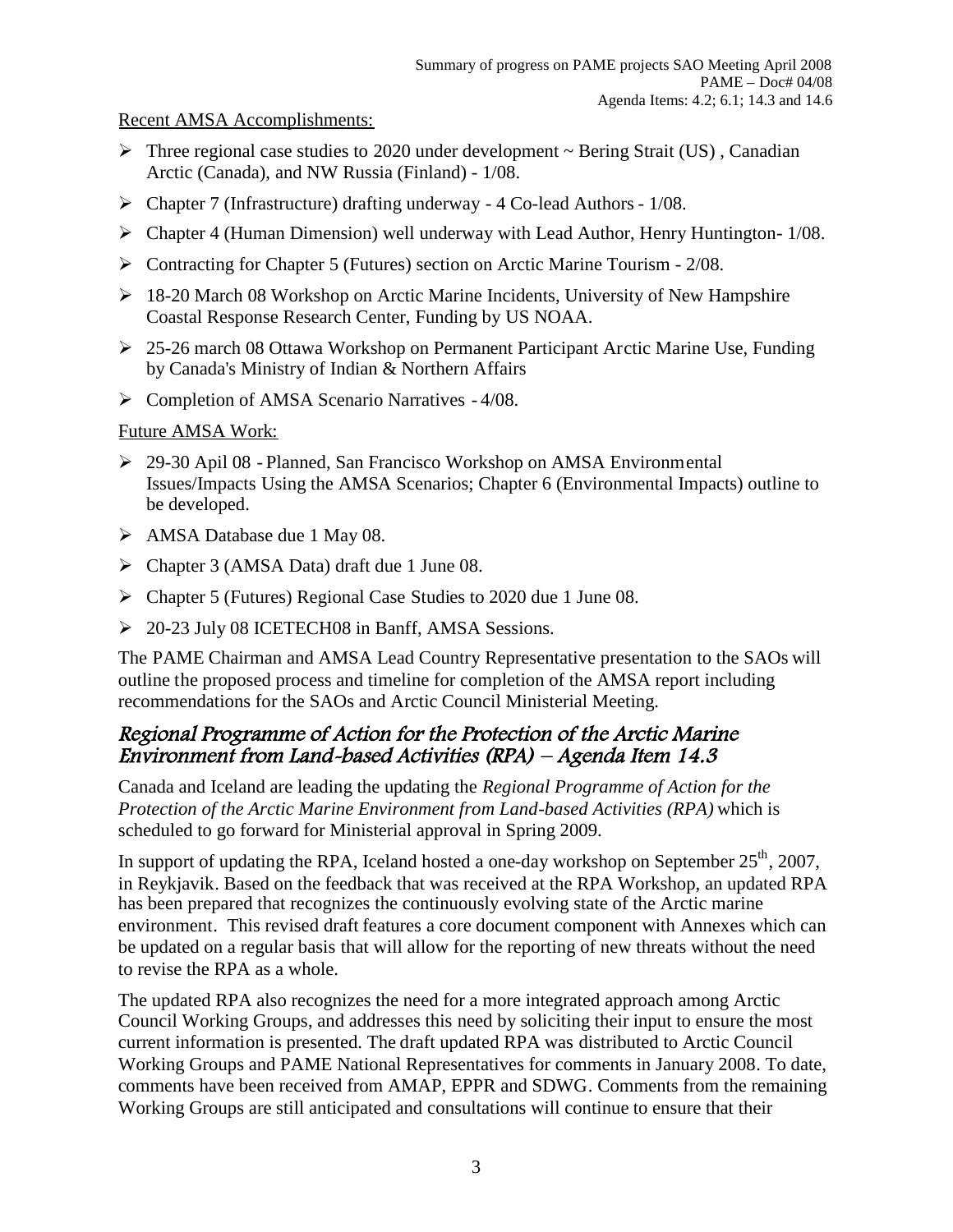Recent AMSA Accomplishments:

- Three regional case studies to 2020 under development ~ Bering Strait (US) , Canadian Arctic (Canada), and NW Russia (Finland) - 1/08.
- Chapter 7 (Infrastructure) drafting underway - 4 Co-lead Authors - 1/08.
- Chapter 4 (Human Dimension) well underway with Lead Author, Henry Huntington- 1/08.
- Contracting for Chapter 5 (Futures) section on Arctic Marine Tourism - 2/08.
- 18-20 March 08 Workshop on Arctic Marine Incidents, University of New Hampshire Coastal Response Research Center, Funding by US NOAA.
- 25-26 march 08 Ottawa Workshop on Permanent Participant Arctic Marine Use, Funding by Canada's Ministry of Indian & Northern Affairs
- Completion of AMSA Scenario Narratives - 4/08.

Future AMSA Work:

- 29-30 April 08 - Planned, San Francisco Workshop on AMSA Environmental Issues/Impacts Using the AMSA Scenarios; Chapter 6 (Environmental Impacts) outline to be developed.
- AMSA Database due 1 May 08.
- Chapter 3 (AMSA Data) draft due 1 June 08.
- Chapter 5 (Futures) Regional Case Studies to 2020 due 1 June 08.
- 20-23 July 08 ICETECH08 in Banff, AMSA Sessions.

The PAME Chairman and AMSA Lead Country Representative presentation to the SAOs will outline the proposed process and timeline for completion of the AMSA report including recommendations for the SAOs and Arctic Council Ministerial Meeting.

## *Regional Programme of Action for the Protection of the Arctic Marine Environment from Land-based Activities (RPA) – Agenda Item 14.3*

Canada and Iceland are leading the updating the *Regional Programme of Action for the Protection of the Arctic Marine Environment from Land-based Activities (RPA)* which is scheduled to go forward for Ministerial approval in Spring 2009.

In support of updating the RPA, Iceland hosted a one-day workshop on September 25th, 2007, in Reykjavik. Based on the feedback that was received at the RPA Workshop, an updated RPA has been prepared that recognizes the continuously evolving state of the Arctic marine environment. This revised draft features a core document component with Annexes which can be updated on a regular basis that will allow for the reporting of new threats without the need to revise the RPA as a whole.

The updated RPA also recognizes the need for a more integrated approach among Arctic Council Working Groups, and addresses this need by soliciting their input to ensure the most current information is presented. The draft updated RPA was distributed to Arctic Council Working Groups and PAME National Representatives for comments in January 2008. To date, comments have been received from AMAP, EPPR and SDWG. Comments from the remaining Working Groups are still anticipated and consultations will continue to ensure that their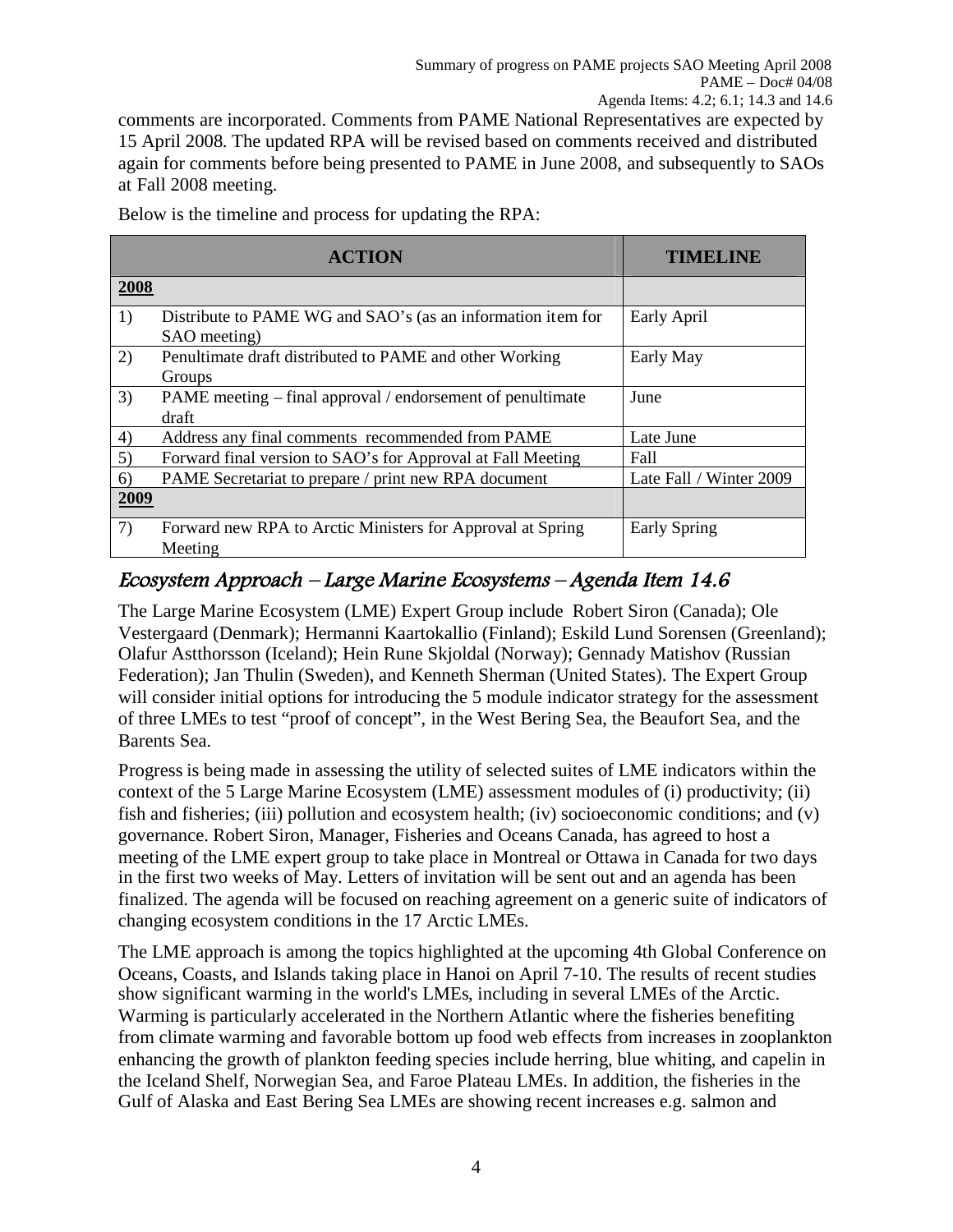comments are incorporated. Comments from PAME National Representatives are expected by 15 April 2008. The updated RPA will be revised based on comments received and distributed again for comments before being presented to PAME in June 2008, and subsequently to SAOs at Fall 2008 meeting.

Below is the timeline and process for updating the RPA:

| | ACTION | TIMELINE |
|---|---|---|
| **2008** | | |
| 1) | Distribute to PAME WG and SAO's (as an information item for SAO meeting) | Early April |
| 2) | Penultimate draft distributed to PAME and other Working Groups | Early May |
| 3) | PAME meeting – final approval / endorsement of penultimate draft | June |
| 4) | Address any final comments recommended from PAME | Late June |
| 5) | Forward final version to SAO's for Approval at Fall Meeting | Fall |
| 6) | PAME Secretariat to prepare / print new RPA document | Late Fall / Winter 2009 |
| **2009** | | |
| 7) | Forward new RPA to Arctic Ministers for Approval at Spring Meeting | Early Spring |

## *Ecosystem Approach – Large Marine Ecosystems – Agenda Item 14.6*

The Large Marine Ecosystem (LME) Expert Group include Robert Siron (Canada); Ole Vestergaard (Denmark); Hermanni Kaartokallio (Finland); Eskild Lund Sorensen (Greenland); Olafur Astthorsson (Iceland); Hein Rune Skjoldal (Norway); Gennady Matishov (Russian Federation); Jan Thulin (Sweden), and Kenneth Sherman (United States). The Expert Group will consider initial options for introducing the 5 module indicator strategy for the assessment of three LMEs to test "proof of concept", in the West Bering Sea, the Beaufort Sea, and the Barents Sea.

Progress is being made in assessing the utility of selected suites of LME indicators within the context of the 5 Large Marine Ecosystem (LME) assessment modules of (i) productivity; (ii) fish and fisheries; (iii) pollution and ecosystem health; (iv) socioeconomic conditions; and (v) governance. Robert Siron, Manager, Fisheries and Oceans Canada, has agreed to host a meeting of the LME expert group to take place in Montreal or Ottawa in Canada for two days in the first two weeks of May. Letters of invitation will be sent out and an agenda has been finalized. The agenda will be focused on reaching agreement on a generic suite of indicators of changing ecosystem conditions in the 17 Arctic LMEs.

The LME approach is among the topics highlighted at the upcoming 4th Global Conference on Oceans, Coasts, and Islands taking place in Hanoi on April 7-10. The results of recent studies show significant warming in the world's LMEs, including in several LMEs of the Arctic. Warming is particularly accelerated in the Northern Atlantic where the fisheries benefiting from climate warming and favorable bottom up food web effects from increases in zooplankton enhancing the growth of plankton feeding species include herring, blue whiting, and capelin in the Iceland Shelf, Norwegian Sea, and Faroe Plateau LMEs. In addition, the fisheries in the Gulf of Alaska and East Bering Sea LMEs are showing recent increases e.g. salmon and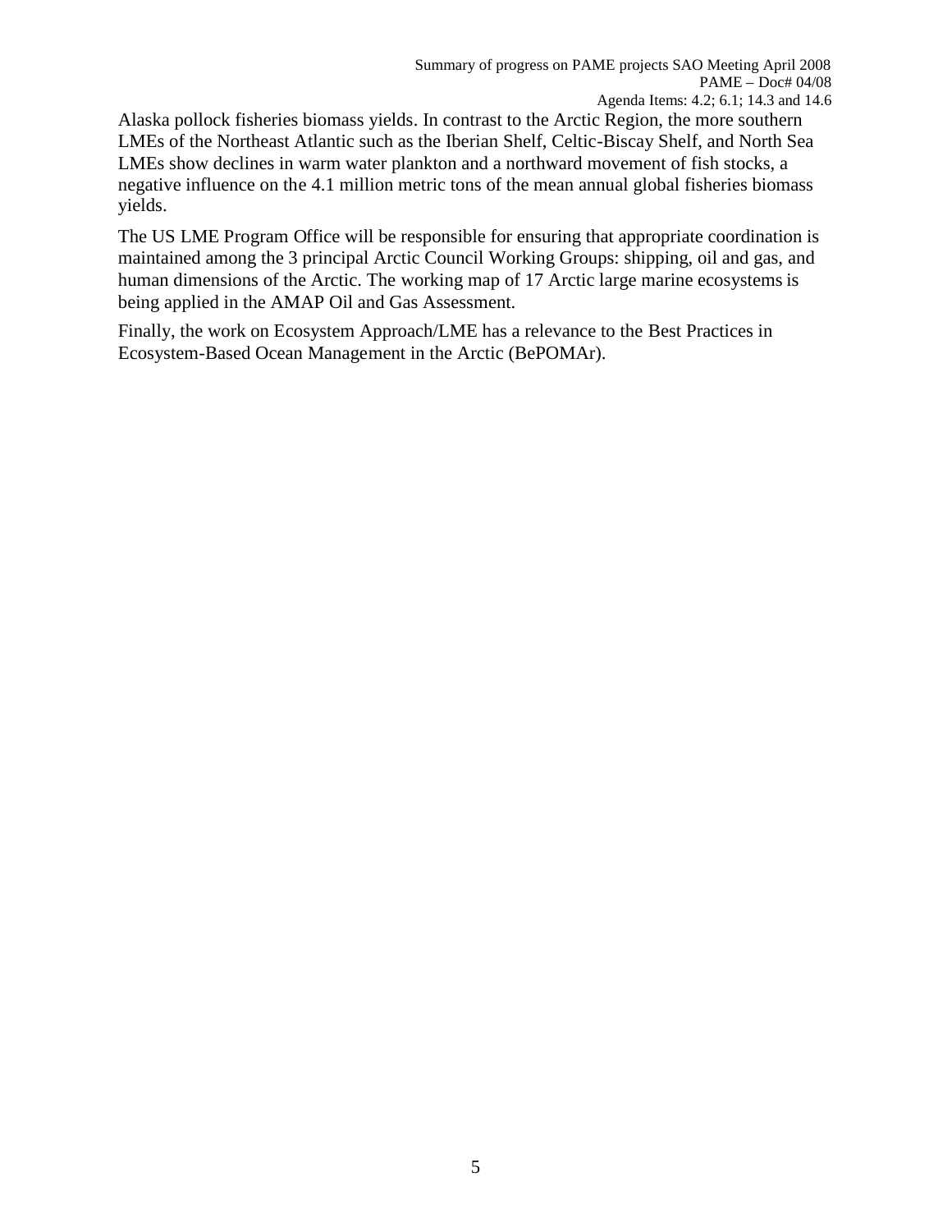Alaska pollock fisheries biomass yields. In contrast to the Arctic Region, the more southern LMEs of the Northeast Atlantic such as the Iberian Shelf, Celtic-Biscay Shelf, and North Sea LMEs show declines in warm water plankton and a northward movement of fish stocks, a negative influence on the 4.1 million metric tons of the mean annual global fisheries biomass yields.

The US LME Program Office will be responsible for ensuring that appropriate coordination is maintained among the 3 principal Arctic Council Working Groups: shipping, oil and gas, and human dimensions of the Arctic. The working map of 17 Arctic large marine ecosystems is being applied in the AMAP Oil and Gas Assessment.

Finally, the work on Ecosystem Approach/LME has a relevance to the Best Practices in Ecosystem-Based Ocean Management in the Arctic (BePOMAr).